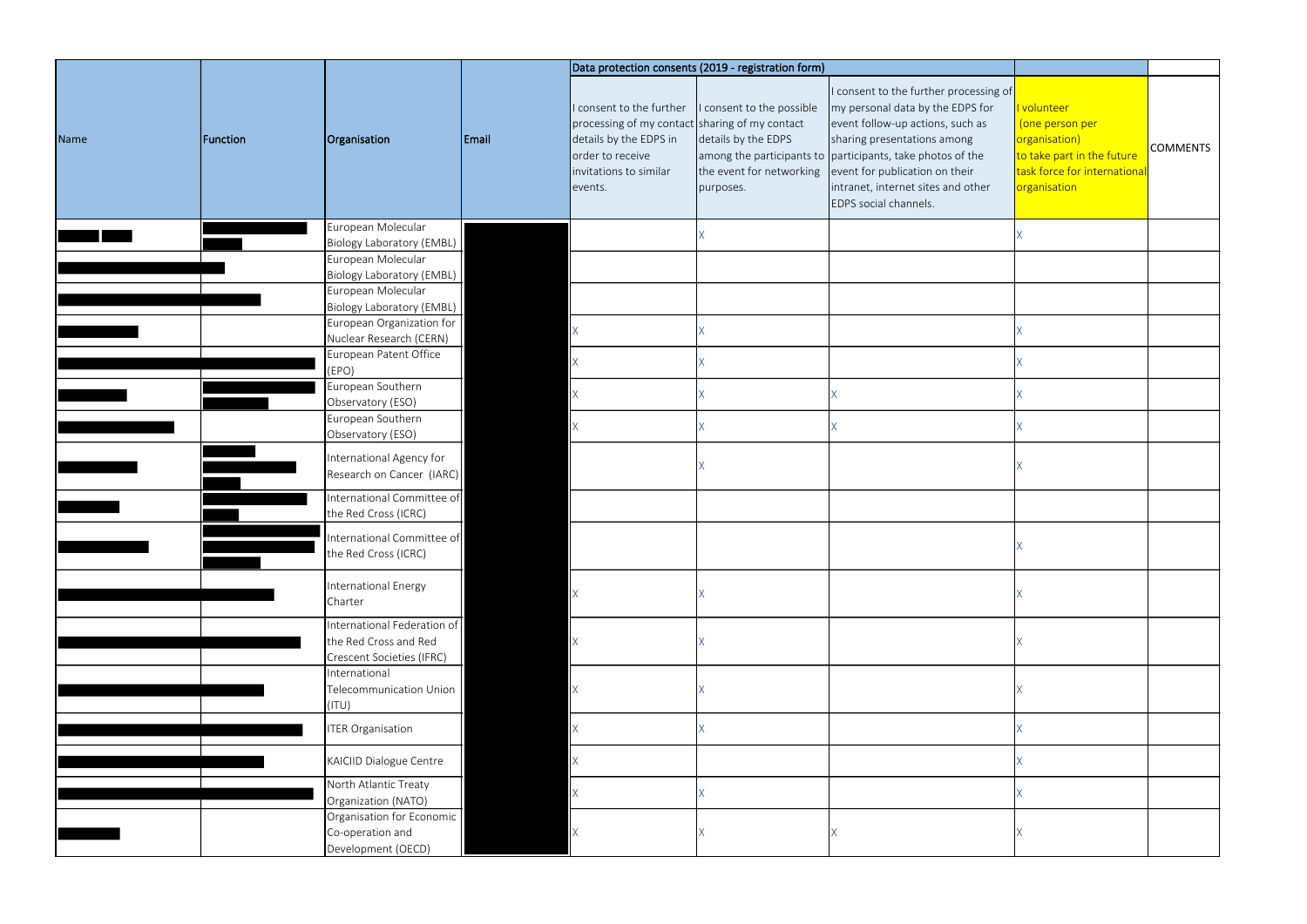| Name | Function | Organisation | Email | Data protection consents (2019 - registration form) | | | | |
|---|---|---|---|---|---|---|---|---|
| | | | | I consent to the further processing of my contact details by the EDPS in order to receive invitations to similar events. | I consent to the possible sharing of my contact details by the EDPS among the participants to the event for networking purposes. | I consent to the further processing of my personal data by the EDPS for event follow-up actions, such as sharing presentations among participants, take photos of the event for publication on their intranet, internet sites and other EDPS social channels. | I volunteer (one person per organisation) to take part in the future task force for international organisation | COMMENTS |
| | | European Molecular Biology Laboratory (EMBL) | | | X | | X | |
| | | European Molecular Biology Laboratory (EMBL) | | | | | | |
| | | European Molecular Biology Laboratory (EMBL) | | | | | | |
| | | European Organization for Nuclear Research (CERN) | | X | X | | X | |
| | | European Patent Office (EPO) | | X | X | | X | |
| | | European Southern Observatory (ESO) | | X | X | X | X | |
| | | European Southern Observatory (ESO) | | X | X | X | X | |
| | | International Agency for Research on Cancer (IARC) | | | X | | X | |
| | | International Committee of the Red Cross (ICRC) | | | | | | |
| | | International Committee of the Red Cross (ICRC) | | | | | X | |
| | | International Energy Charter | | X | X | | X | |
| | | International Federation of the Red Cross and Red Crescent Societies (IFRC) | | X | X | | X | |
| | | International Telecommunication Union (ITU) | | X | X | | X | |
| | | ITER Organisation | | X | X | | X | |
| | | KAICIID Dialogue Centre | | X | | | X | |
| | | North Atlantic Treaty Organization (NATO) | | X | X | | X | |
| | | Organisation for Economic Co-operation and Development (OECD) | | X | X | X | X | |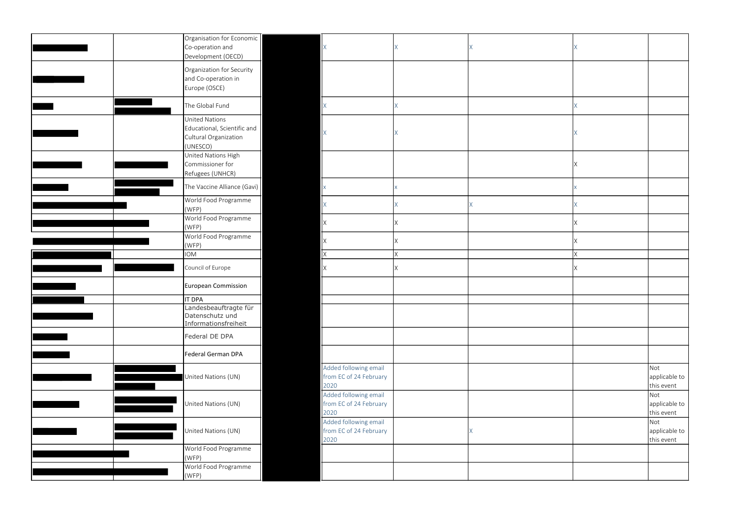| | | | | | | | | |
|---|---|---|---|---|---|---|---|---|
| | | Organisation for Economic Co-operation and Development (OECD) | | X | X | X | X | |
| | | Organization for Security and Co-operation in Europe (OSCE) | | | | | | |
| | | The Global Fund | | X | X | | X | |
| | | United Nations Educational, Scientific and Cultural Organization (UNESCO) | | X | X | | X | |
| | | United Nations High Commissioner for Refugees (UNHCR) | | | | | X | |
| | | The Vaccine Alliance (Gavi) | | x | x | | x | |
| | | World Food Programme (WFP) | | X | X | X | X | |
| | | World Food Programme (WFP) | | X | X | | X | |
| | | World Food Programme (WFP) | | X | X | | X | |
| | | IOM | | X | X | | X | |
| | | Council of Europe | | X | X | | X | |
| | | European Commission | | | | | | |
| | | IT DPA | | | | | | |
| | | Landesbeauftragte für Datenschutz und Informationsfreiheit | | | | | | |
| | | Federal DE DPA | | | | | | |
| | | Federal German DPA | | | | | | |
| | | United Nations (UN) | | Added following email from EC of 24 February 2020 | | | | Not applicable to this event |
| | | United Nations (UN) | | Added following email from EC of 24 February 2020 | | | | Not applicable to this event |
| | | United Nations (UN) | | Added following email from EC of 24 February 2020 | | X | | Not applicable to this event |
| | | World Food Programme (WFP) | | | | | | |
| | | World Food Programme (WFP) | | | | | | |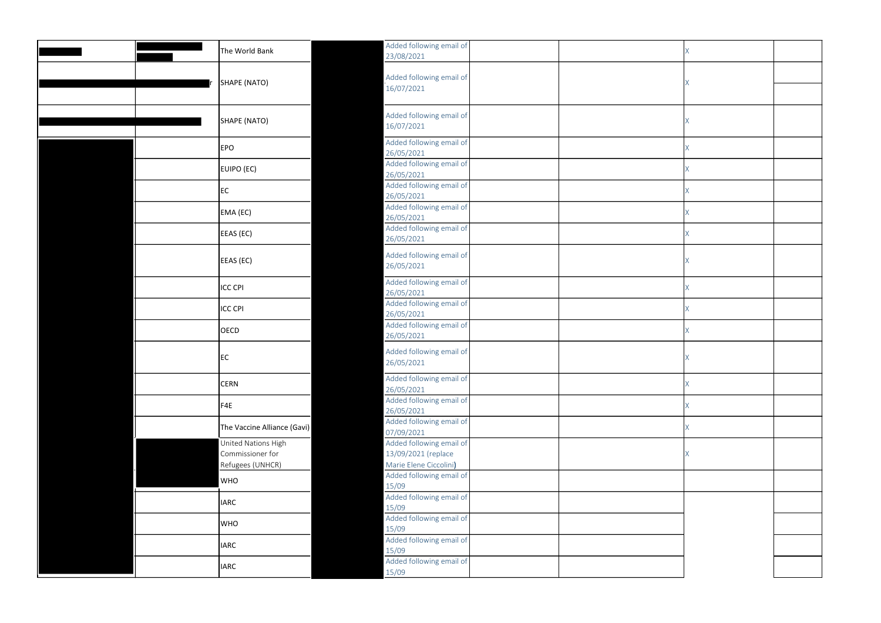|  |  |  |  |  |  |  |  |  |
|---|---|---|---|---|---|---|---|---|
|  |  | The World Bank |  | Added following email of 23/08/2021 |  |  | X |  |
|  | r | SHAPE (NATO) |  | Added following email of 16/07/2021 |  |  | X |  |
|  |  | SHAPE (NATO) |  | Added following email of 16/07/2021 |  |  | X |  |
|  |  | EPO |  | Added following email of 26/05/2021 |  |  | X |  |
|  |  | EUIPO (EC) |  | Added following email of 26/05/2021 |  |  | X |  |
|  |  | EC |  | Added following email of 26/05/2021 |  |  | X |  |
|  |  | EMA (EC) |  | Added following email of 26/05/2021 |  |  | X |  |
|  |  | EEAS (EC) |  | Added following email of 26/05/2021 |  |  | X |  |
|  |  | EEAS (EC) |  | Added following email of 26/05/2021 |  |  | X |  |
|  |  | ICC CPI |  | Added following email of 26/05/2021 |  |  | X |  |
|  |  | ICC CPI |  | Added following email of 26/05/2021 |  |  | X |  |
|  |  | OECD |  | Added following email of 26/05/2021 |  |  | X |  |
|  |  | EC |  | Added following email of 26/05/2021 |  |  | X |  |
|  |  | CERN |  | Added following email of 26/05/2021 |  |  | X |  |
|  |  | F4E |  | Added following email of 26/05/2021 |  |  | X |  |
|  |  | The Vaccine Alliance (Gavi) |  | Added following email of 07/09/2021 |  |  | X |  |
|  |  | United Nations High Commissioner for Refugees (UNHCR) |  | Added following email of 13/09/2021 (replace Marie Elene Ciccolini) |  |  | X |  |
|  |  | WHO |  | Added following email of 15/09 |  |  |  |  |
|  |  | IARC |  | Added following email of 15/09 |  |  |  |  |
|  |  | WHO |  | Added following email of 15/09 |  |  |  |  |
|  |  | IARC |  | Added following email of 15/09 |  |  |  |  |
|  |  | IARC |  | Added following email of 15/09 |  |  |  |  |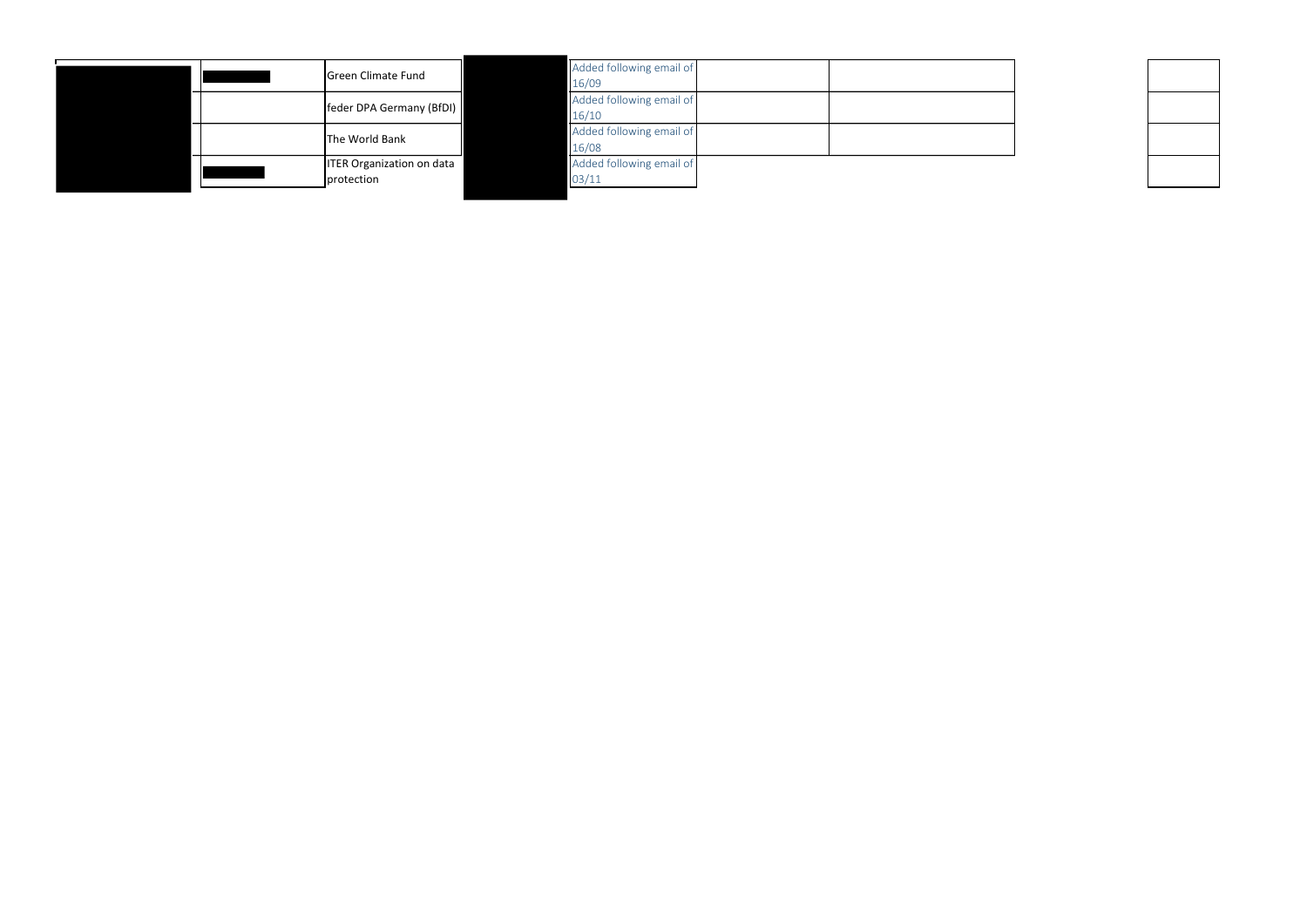| | | | | | | | | |
|---|---|---|---|---|---|---|---|---|
| | | Green Climate Fund | | Added following email of 16/09 | | | | |
| | | feder DPA Germany (BfDI) | | Added following email of 16/10 | | | | |
| | | The World Bank | | Added following email of 16/08 | | | | |
| | | ITER Organization on data protection | | Added following email of 03/11 | | | | |